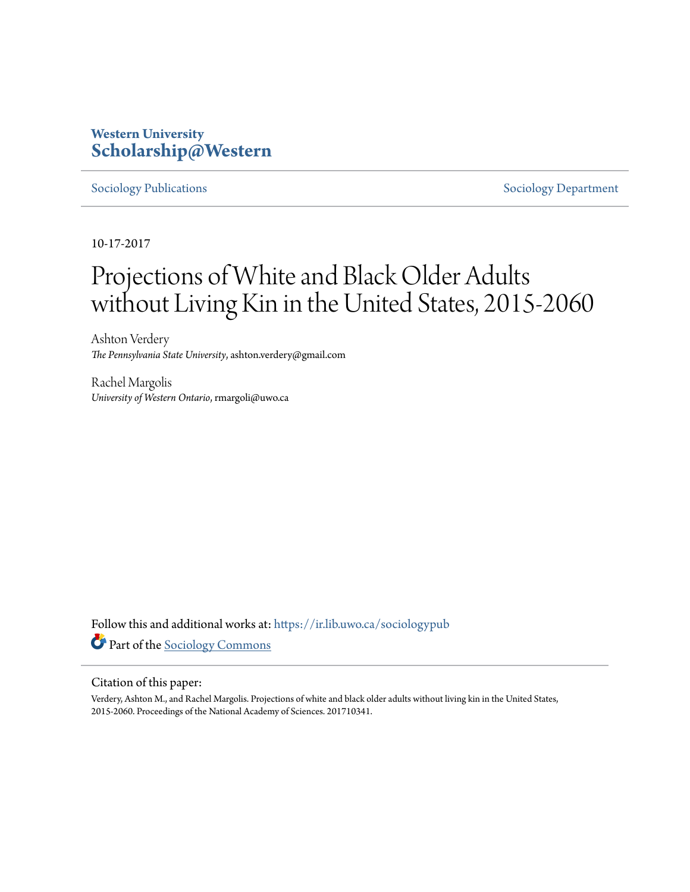**Western University**
**Scholarship@Western**

Sociology Publications | Sociology Department

10-17-2017

# Projections of White and Black Older Adults without Living Kin in the United States, 2015-2060

Ashton Verdery
*The Pennsylvania State University*, ashton.verdery@gmail.com

Rachel Margolis
*University of Western Ontario*, rmargoli@uwo.ca

Follow this and additional works at: https://ir.lib.uwo.ca/sociologypub

Part of the Sociology Commons

## Citation of this paper:

Verdery, Ashton M., and Rachel Margolis. Projections of white and black older adults without living kin in the United States, 2015-2060. Proceedings of the National Academy of Sciences. 201710341.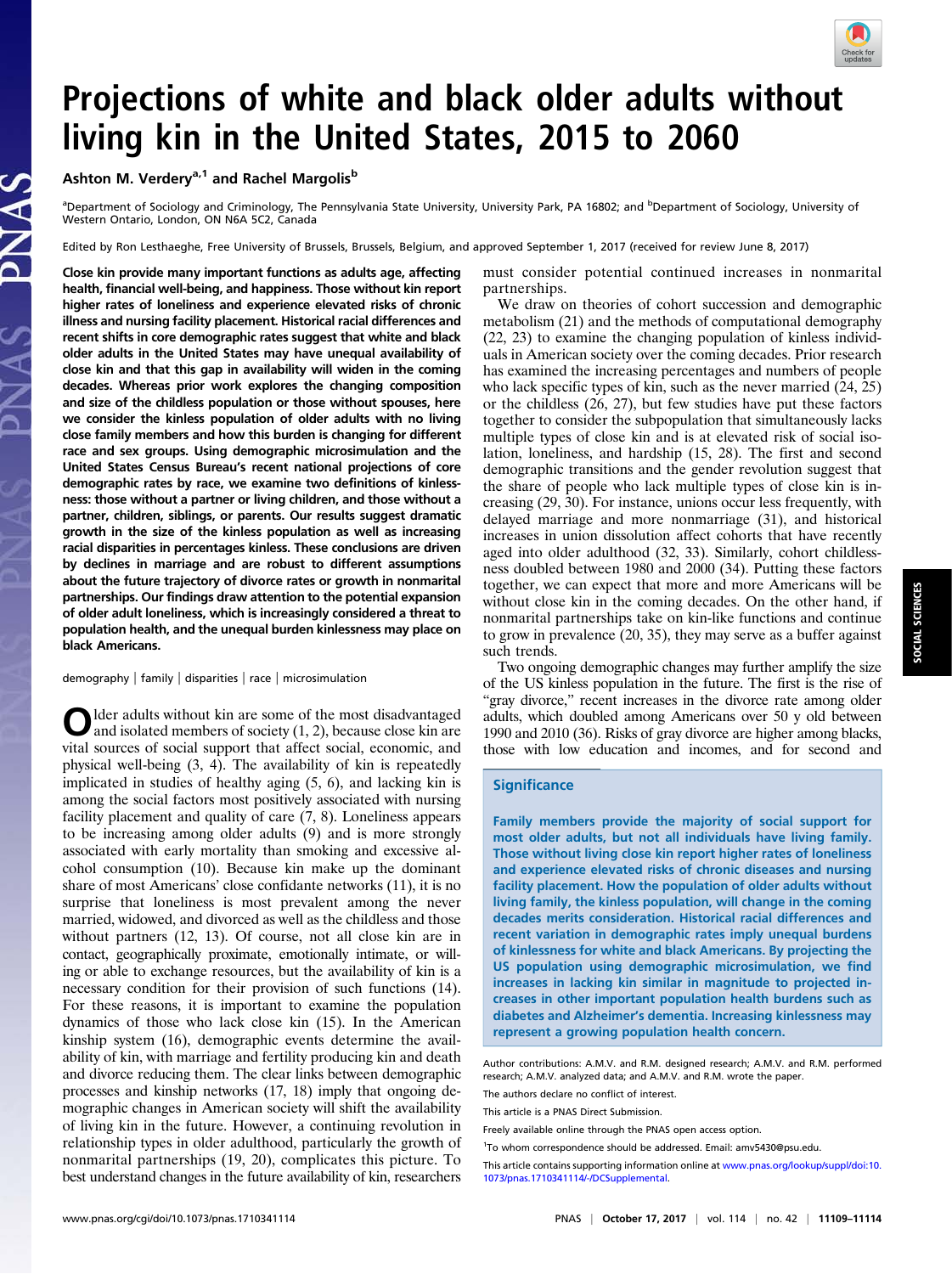# Projections of white and black older adults without living kin in the United States, 2015 to 2060

Ashton M. Verdery[a,1] and Rachel Margolis[b]

[a]Department of Sociology and Criminology, The Pennsylvania State University, University Park, PA 16802; and [b]Department of Sociology, University of Western Ontario, London, ON N6A 5C2, Canada

Edited by Ron Lesthaeghe, Free University of Brussels, Brussels, Belgium, and approved September 1, 2017 (received for review June 8, 2017)

**Close kin provide many important functions as adults age, affecting health, financial well-being, and happiness. Those without kin report higher rates of loneliness and experience elevated risks of chronic illness and nursing facility placement. Historical racial differences and recent shifts in core demographic rates suggest that white and black older adults in the United States may have unequal availability of close kin and that this gap in availability will widen in the coming decades. Whereas prior work explores the changing composition and size of the childless population or those without spouses, here we consider the kinless population of older adults with no living close family members and how this burden is changing for different race and sex groups. Using demographic microsimulation and the United States Census Bureau's recent national projections of core demographic rates by race, we examine two definitions of kinlessness: those without a partner or living children, and those without a partner, children, siblings, or parents. Our results suggest dramatic growth in the size of the kinless population as well as increasing racial disparities in percentages kinless. These conclusions are driven by declines in marriage and are robust to different assumptions about the future trajectory of divorce rates or growth in nonmarital partnerships. Our findings draw attention to the potential expansion of older adult loneliness, which is increasingly considered a threat to population health, and the unequal burden kinlessness may place on black Americans.**

demography | family | disparities | race | microsimulation

Older adults without kin are some of the most disadvantaged and isolated members of society (1, 2), because close kin are vital sources of social support that affect social, economic, and physical well-being (3, 4). The availability of kin is repeatedly implicated in studies of healthy aging (5, 6), and lacking kin is among the social factors most positively associated with nursing facility placement and quality of care (7, 8). Loneliness appears to be increasing among older adults (9) and is more strongly associated with early mortality than smoking and excessive alcohol consumption (10). Because kin make up the dominant share of most Americans' close confidante networks (11), it is no surprise that loneliness is most prevalent among the never married, widowed, and divorced as well as the childless and those without partners (12, 13). Of course, not all close kin are in contact, geographically proximate, emotionally intimate, or willing or able to exchange resources, but the availability of kin is a necessary condition for their provision of such functions (14). For these reasons, it is important to examine the population dynamics of those who lack close kin (15). In the American kinship system (16), demographic events determine the availability of kin, with marriage and fertility producing kin and death and divorce reducing them. The clear links between demographic processes and kinship networks (17, 18) imply that ongoing demographic changes in American society will shift the availability of living kin in the future. However, a continuing revolution in relationship types in older adulthood, particularly the growth of nonmarital partnerships (19, 20), complicates this picture. To best understand changes in the future availability of kin, researchers must consider potential continued increases in nonmarital partnerships.

We draw on theories of cohort succession and demographic metabolism (21) and the methods of computational demography (22, 23) to examine the changing population of kinless individuals in American society over the coming decades. Prior research has examined the increasing percentages and numbers of people who lack specific types of kin, such as the never married (24, 25) or the childless (26, 27), but few studies have put these factors together to consider the subpopulation that simultaneously lacks multiple types of close kin and is at elevated risk of social isolation, loneliness, and hardship (15, 28). The first and second demographic transitions and the gender revolution suggest that the share of people who lack multiple types of close kin is increasing (29, 30). For instance, unions occur less frequently, with delayed marriage and more nonmarriage (31), and historical increases in union dissolution affect cohorts that have recently aged into older adulthood (32, 33). Similarly, cohort childlessness doubled between 1980 and 2000 (34). Putting these factors together, we can expect that more and more Americans will be without close kin in the coming decades. On the other hand, if nonmarital partnerships take on kin-like functions and continue to grow in prevalence (20, 35), they may serve as a buffer against such trends.

Two ongoing demographic changes may further amplify the size of the US kinless population in the future. The first is the rise of "gray divorce," recent increases in the divorce rate among older adults, which doubled among Americans over 50 y old between 1990 and 2010 (36). Risks of gray divorce are higher among blacks, those with low education and incomes, and for second and

## Significance

**Family members provide the majority of social support for most older adults, but not all individuals have living family. Those without living close kin report higher rates of loneliness and experience elevated risks of chronic diseases and nursing facility placement. How the population of older adults without living family, the kinless population, will change in the coming decades merits consideration. Historical racial differences and recent variation in demographic rates imply unequal burdens of kinlessness for white and black Americans. By projecting the US population using demographic microsimulation, we find increases in lacking kin similar in magnitude to projected increases in other important population health burdens such as diabetes and Alzheimer's dementia. Increasing kinlessness may represent a growing population health concern.**

Author contributions: A.M.V. and R.M. designed research; A.M.V. and R.M. performed research; A.M.V. analyzed data; and A.M.V. and R.M. wrote the paper.

The authors declare no conflict of interest.

This article is a PNAS Direct Submission.

Freely available online through the PNAS open access option.

[1]To whom correspondence should be addressed. Email: amv5430@psu.edu.

This article contains supporting information online at www.pnas.org/lookup/suppl/doi:10.1073/pnas.1710341114/-/DCSupplemental.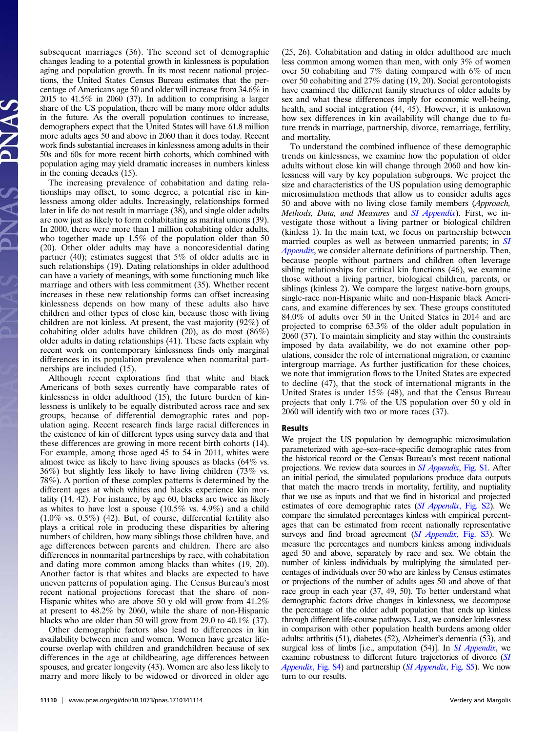subsequent marriages (36). The second set of demographic changes leading to a potential growth in kinlessness is population aging and population growth. In its most recent national projections, the United States Census Bureau estimates that the percentage of Americans age 50 and older will increase from 34.6% in 2015 to 41.5% in 2060 (37). In addition to comprising a larger share of the US population, there will be many more older adults in the future. As the overall population continues to increase, demographers expect that the United States will have 61.8 million more adults ages 50 and above in 2060 than it does today. Recent work finds substantial increases in kinlessness among adults in their 50s and 60s for more recent birth cohorts, which combined with population aging may yield dramatic increases in numbers kinless in the coming decades (15).

The increasing prevalence of cohabitation and dating relationships may offset, to some degree, a potential rise in kinlessness among older adults. Increasingly, relationships formed later in life do not result in marriage (38), and single older adults are now just as likely to form cohabitating as marital unions (39). In 2000, there were more than 1 million cohabiting older adults, who together made up 1.5% of the population older than 50 (20). Other older adults may have a noncoresidential dating partner (40); estimates suggest that 5% of older adults are in such relationships (19). Dating relationships in older adulthood can have a variety of meanings, with some functioning much like marriage and others with less commitment (35). Whether recent increases in these new relationship forms can offset increasing kinlessness depends on how many of these adults also have children and other types of close kin, because those with living children are not kinless. At present, the vast majority (92%) of cohabiting older adults have children (20), as do most (86%) older adults in dating relationships (41). These facts explain why recent work on contemporary kinlessness finds only marginal differences in its population prevalence when nonmarital partnerships are included (15).

Although recent explorations find that white and black Americans of both sexes currently have comparable rates of kinlessness in older adulthood (15), the future burden of kinlessness is unlikely to be equally distributed across race and sex groups, because of differential demographic rates and population aging. Recent research finds large racial differences in the existence of kin of different types using survey data and that these differences are growing in more recent birth cohorts (14). For example, among those aged 45 to 54 in 2011, whites were almost twice as likely to have living spouses as blacks (64% vs. 36%) but slightly less likely to have living children (73% vs. 78%). A portion of these complex patterns is determined by the different ages at which whites and blacks experience kin mortality (14, 42). For instance, by age 60, blacks are twice as likely as whites to have lost a spouse (10.5% vs. 4.9%) and a child (1.0% vs. 0.5%) (42). But, of course, differential fertility also plays a critical role in producing these disparities by altering numbers of children, how many siblings those children have, and age differences between parents and children. There are also differences in nonmarital partnerships by race, with cohabitation and dating more common among blacks than whites (19, 20). Another factor is that whites and blacks are expected to have uneven patterns of population aging. The Census Bureau's most recent national projections forecast that the share of non-Hispanic whites who are above 50 y old will grow from 41.2% at present to 48.2% by 2060, while the share of non-Hispanic blacks who are older than 50 will grow from 29.0 to 40.1% (37).

Other demographic factors also lead to differences in kin availability between men and women. Women have greater life-course overlap with children and grandchildren because of sex differences in the age at childbearing, age differences between spouses, and greater longevity (43). Women are also less likely to marry and more likely to be widowed or divorced in older age (25, 26). Cohabitation and dating in older adulthood are much less common among women than men, with only 3% of women over 50 cohabiting and 7% dating compared with 6% of men over 50 cohabiting and 27% dating (19, 20). Social gerontologists have examined the different family structures of older adults by sex and what these differences imply for economic well-being, health, and social integration (44, 45). However, it is unknown how sex differences in kin availability will change due to future trends in marriage, partnership, divorce, remarriage, fertility, and mortality.

To understand the combined influence of these demographic trends on kinlessness, we examine how the population of older adults without close kin will change through 2060 and how kinlessness will vary by key population subgroups. We project the size and characteristics of the US population using demographic microsimulation methods that allow us to consider adults ages 50 and above with no living close family members (*Approach, Methods, Data, and Measures* and *SI Appendix*). First, we investigate those without a living partner or biological children (kinless 1). In the main text, we focus on partnership between married couples as well as between unmarried parents; in *SI Appendix*, we consider alternate definitions of partnership. Then, because people without partners and children often leverage sibling relationships for critical kin functions (46), we examine those without a living partner, biological children, parents, or siblings (kinless 2). We compare the largest native-born groups, single-race non-Hispanic white and non-Hispanic black Americans, and examine differences by sex. These groups constituted 84.0% of adults over 50 in the United States in 2014 and are projected to comprise 63.3% of the older adult population in 2060 (37). To maintain simplicity and stay within the constraints imposed by data availability, we do not examine other populations, consider the role of international migration, or examine intergroup marriage. As further justification for these choices, we note that immigration flows to the United States are expected to decline (47), that the stock of international migrants in the United States is under 15% (48), and that the Census Bureau projects that only 1.7% of the US population over 50 y old in 2060 will identify with two or more races (37).

## Results

We project the US population by demographic microsimulation parameterized with age–sex–race–specific demographic rates from the historical record or the Census Bureau's most recent national projections. We review data sources in *SI Appendix*, Fig. S1. After an initial period, the simulated populations produce data outputs that match the macro trends in mortality, fertility, and nuptiality that we use as inputs and that we find in historical and projected estimates of core demographic rates (*SI Appendix*, Fig. S2). We compare the simulated percentages kinless with empirical percentages that can be estimated from recent nationally representative surveys and find broad agreement (*SI Appendix*, Fig. S3). We measure the percentages and numbers kinless among individuals aged 50 and above, separately by race and sex. We obtain the number of kinless individuals by multiplying the simulated percentages of individuals over 50 who are kinless by Census estimates or projections of the number of adults ages 50 and above of that race group in each year (37, 49, 50). To better understand what demographic factors drive changes in kinlessness, we decompose the percentage of the older adult population that ends up kinless through different life-course pathways. Last, we consider kinlessness in comparison with other population health burdens among older adults: arthritis (51), diabetes (52), Alzheimer's dementia (53), and surgical loss of limbs [i.e., amputation (54)]. In *SI Appendix*, we examine robustness to different future trajectories of divorce (*SI Appendix*, Fig. S4) and partnership (*SI Appendix*, Fig. S5). We now turn to our results.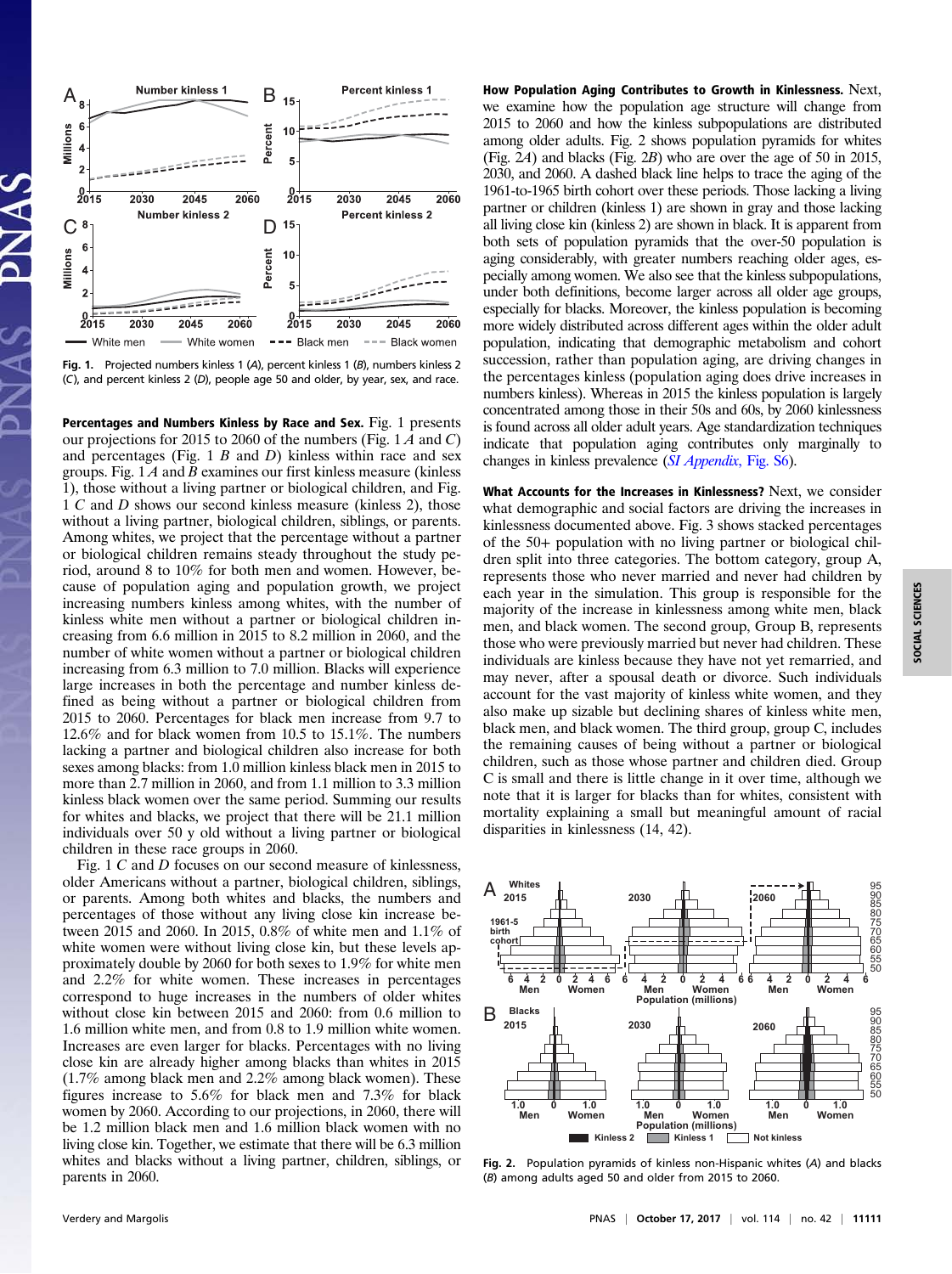Fig. 1. Projected numbers kinless 1 (*A*), percent kinless 1 (*B*), numbers kinless 2 (*C*), and percent kinless 2 (*D*), people age 50 and older, by year, sex, and race.

**Percentages and Numbers Kinless by Race and Sex.** Fig. 1 presents our projections for 2015 to 2060 of the numbers (Fig. 1 *A* and *C*) and percentages (Fig. 1 *B* and *D*) kinless within race and sex groups. Fig. 1 *A* and *B* examines our first kinless measure (kinless 1), those without a living partner or biological children, and Fig. 1 *C* and *D* shows our second kinless measure (kinless 2), those without a living partner, biological children, siblings, or parents. Among whites, we project that the percentage without a partner or biological children remains steady throughout the study period, around 8 to 10% for both men and women. However, because of population aging and population growth, we project increasing numbers kinless among whites, with the number of kinless white men without a partner or biological children increasing from 6.6 million in 2015 to 8.2 million in 2060, and the number of white women without a partner or biological children increasing from 6.3 million to 7.0 million. Blacks will experience large increases in both the percentage and number kinless defined as being without a partner or biological children from 2015 to 2060. Percentages for black men increase from 9.7 to 12.6% and for black women from 10.5 to 15.1%. The numbers lacking a partner and biological children also increase for both sexes among blacks: from 1.0 million kinless black men in 2015 to more than 2.7 million in 2060, and from 1.1 million to 3.3 million kinless black women over the same period. Summing our results for whites and blacks, we project that there will be 21.1 million individuals over 50 y old without a living partner or biological children in these race groups in 2060.

Fig. 1 *C* and *D* focuses on our second measure of kinlessness, older Americans without a partner, biological children, siblings, or parents. Among both whites and blacks, the numbers and percentages of those without any living close kin increase between 2015 and 2060. In 2015, 0.8% of white men and 1.1% of white women were without living close kin, but these levels approximately double by 2060 for both sexes to 1.9% for white men and 2.2% for white women. These increases in percentages correspond to huge increases in the numbers of older whites without close kin between 2015 and 2060: from 0.6 million to 1.6 million white men, and from 0.8 to 1.9 million white women. Increases are even larger for blacks. Percentages with no living close kin are already higher among blacks than whites in 2015 (1.7% among black men and 2.2% among black women). These figures increase to 5.6% for black men and 7.3% for black women by 2060. According to our projections, in 2060, there will be 1.2 million black men and 1.6 million black women with no living close kin. Together, we estimate that there will be 6.3 million whites and blacks without a living partner, children, siblings, or parents in 2060.

**How Population Aging Contributes to Growth in Kinlessness.** Next, we examine how the population age structure will change from 2015 to 2060 and how the kinless subpopulations are distributed among older adults. Fig. 2 shows population pyramids for whites (Fig. 2*A*) and blacks (Fig. 2*B*) who are over the age of 50 in 2015, 2030, and 2060. A dashed black line helps to trace the aging of the 1961-to-1965 birth cohort over these periods. Those lacking a living partner or children (kinless 1) are shown in gray and those lacking all living close kin (kinless 2) are shown in black. It is apparent from both sets of population pyramids that the over-50 population is aging considerably, with greater numbers reaching older ages, especially among women. We also see that the kinless subpopulations, under both definitions, become larger across all older age groups, especially for blacks. Moreover, the kinless population is becoming more widely distributed across different ages within the older adult population, indicating that demographic metabolism and cohort succession, rather than population aging, are driving changes in the percentages kinless (population aging does drive increases in numbers kinless). Whereas in 2015 the kinless population is largely concentrated among those in their 50s and 60s, by 2060 kinlessness is found across all older adult years. Age standardization techniques indicate that population aging contributes only marginally to changes in kinless prevalence (*SI Appendix*, Fig. S6).

**What Accounts for the Increases in Kinlessness?** Next, we consider what demographic and social factors are driving the increases in kinlessness documented above. Fig. 3 shows stacked percentages of the 50+ population with no living partner or biological children split into three categories. The bottom category, group A, represents those who never married and never had children by each year in the simulation. This group is responsible for the majority of the increase in kinlessness among white men, black men, and black women. The second group, Group B, represents those who were previously married but never had children. These individuals are kinless because they have not yet remarried, and may never, after a spousal death or divorce. Such individuals account for the vast majority of kinless white women, and they also make up sizable but declining shares of kinless white men, black men, and black women. The third group, group C, includes the remaining causes of being without a partner or biological children, such as those whose partner and children died. Group C is small and there is little change in it over time, although we note that it is larger for blacks than for whites, consistent with mortality explaining a small but meaningful amount of racial disparities in kinlessness (14, 42).

Fig. 2. Population pyramids of kinless non-Hispanic whites (*A*) and blacks (*B*) among adults aged 50 and older from 2015 to 2060.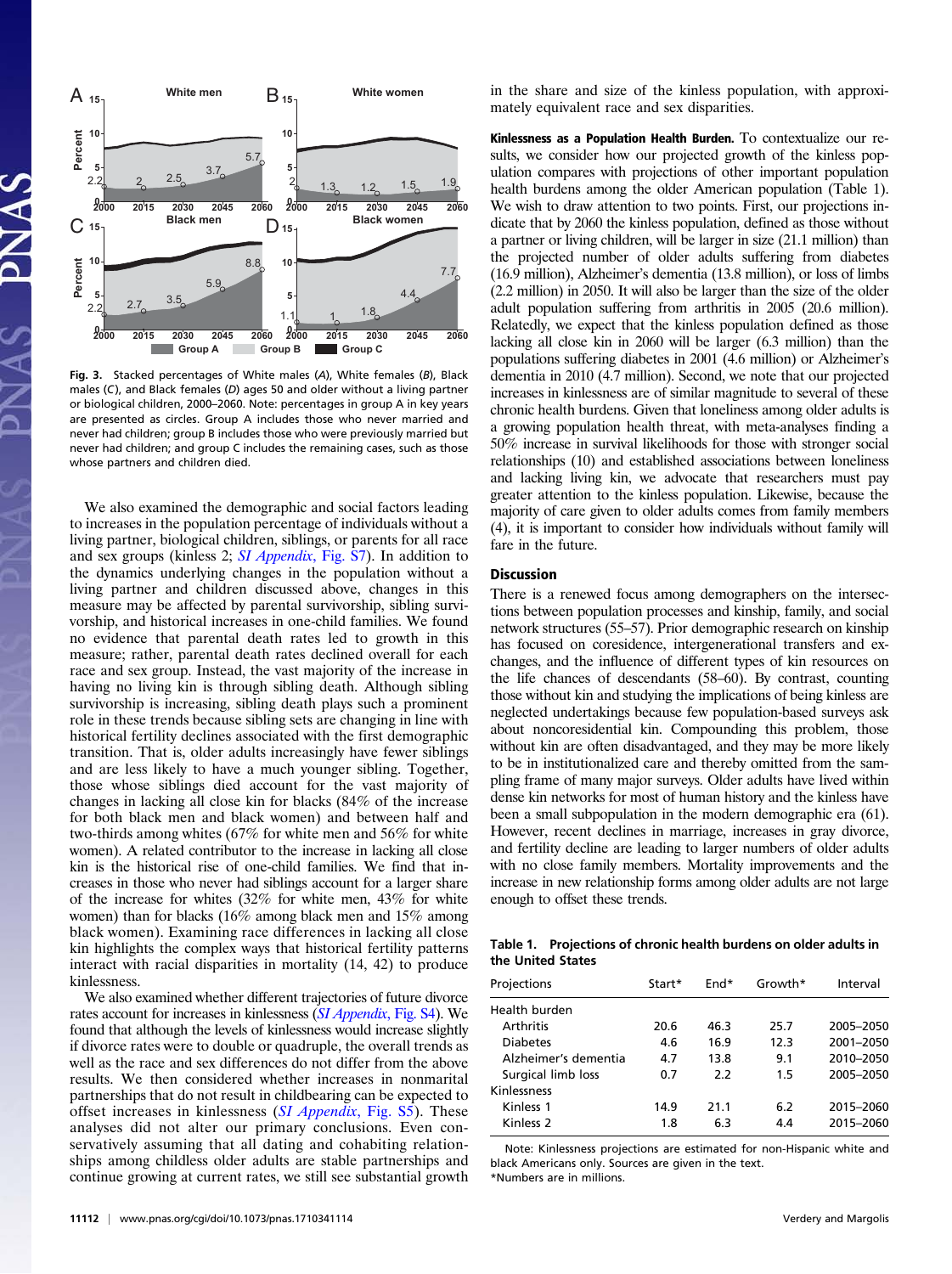Fig. 3. Stacked percentages of White males (A), White females (B), Black males (C), and Black females (D) ages 50 and older without a living partner or biological children, 2000–2060. Note: percentages in group A in key years are presented as circles. Group A includes those who never married and never had children; group B includes those who were previously married but never had children; and group C includes the remaining cases, such as those whose partners and children died.

We also examined the demographic and social factors leading to increases in the population percentage of individuals without a living partner, biological children, siblings, or parents for all race and sex groups (kinless 2; *SI Appendix*, Fig. S7). In addition to the dynamics underlying changes in the population without a living partner and children discussed above, changes in this measure may be affected by parental survivorship, sibling survivorship, and historical increases in one-child families. We found no evidence that parental death rates led to growth in this measure; rather, parental death rates declined overall for each race and sex group. Instead, the vast majority of the increase in having no living kin is through sibling death. Although sibling survivorship is increasing, sibling death plays such a prominent role in these trends because sibling sets are changing in line with historical fertility declines associated with the first demographic transition. That is, older adults increasingly have fewer siblings and are less likely to have a much younger sibling. Together, those whose siblings died account for the vast majority of changes in lacking all close kin for blacks (84% of the increase for both black men and black women) and between half and two-thirds among whites (67% for white men and 56% for white women). A related contributor to the increase in lacking all close kin is the historical rise of one-child families. We find that increases in those who never had siblings account for a larger share of the increase for whites (32% for white men, 43% for white women) than for blacks (16% among black men and 15% among black women). Examining race differences in lacking all close kin highlights the complex ways that historical fertility patterns interact with racial disparities in mortality (14, 42) to produce kinlessness.

We also examined whether different trajectories of future divorce rates account for increases in kinlessness (*SI Appendix*, Fig. S4). We found that although the levels of kinlessness would increase slightly if divorce rates were to double or quadruple, the overall trends as well as the race and sex differences do not differ from the above results. We then considered whether increases in nonmarital partnerships that do not result in childbearing can be expected to offset increases in kinlessness (*SI Appendix*, Fig. S5). These analyses did not alter our primary conclusions. Even conservatively assuming that all dating and cohabiting relationships among childless older adults are stable partnerships and continue growing at current rates, we still see substantial growth in the share and size of the kinless population, with approximately equivalent race and sex disparities.

**Kinlessness as a Population Health Burden.** To contextualize our results, we consider how our projected growth of the kinless population compares with projections of other important population health burdens among the older American population (Table 1). We wish to draw attention to two points. First, our projections indicate that by 2060 the kinless population, defined as those without a partner or living children, will be larger in size (21.1 million) than the projected number of older adults suffering from diabetes (16.9 million), Alzheimer's dementia (13.8 million), or loss of limbs (2.2 million) in 2050. It will also be larger than the size of the older adult population suffering from arthritis in 2005 (20.6 million). Relatedly, we expect that the kinless population defined as those lacking all close kin in 2060 will be larger (6.3 million) than the populations suffering diabetes in 2001 (4.6 million) or Alzheimer's dementia in 2010 (4.7 million). Second, we note that our projected increases in kinlessness are of similar magnitude to several of these chronic health burdens. Given that loneliness among older adults is a growing population health threat, with meta-analyses finding a 50% increase in survival likelihoods for those with stronger social relationships (10) and established associations between loneliness and lacking living kin, we advocate that researchers must pay greater attention to the kinless population. Likewise, because the majority of care given to older adults comes from family members (4), it is important to consider how individuals without family will fare in the future.

## Discussion

There is a renewed focus among demographers on the intersections between population processes and kinship, family, and social network structures (55–57). Prior demographic research on kinship has focused on coresidence, intergenerational transfers and exchanges, and the influence of different types of kin resources on the life chances of descendants (58–60). By contrast, counting those without kin and studying the implications of being kinless are neglected undertakings because few population-based surveys ask about noncoresidential kin. Compounding this problem, those without kin are often disadvantaged, and they may be more likely to be in institutionalized care and thereby omitted from the sampling frame of many major surveys. Older adults have lived within dense kin networks for most of human history and the kinless have been a small subpopulation in the modern demographic era (61). However, recent declines in marriage, increases in gray divorce, and fertility decline are leading to larger numbers of older adults with no close family members. Mortality improvements and the increase in new relationship forms among older adults are not large enough to offset these trends.

**Table 1. Projections of chronic health burdens on older adults in the United States**

| Projections | Start* | End* | Growth* | Interval |
|---|---|---|---|---|
| Health burden | | | | |
| Arthritis | 20.6 | 46.3 | 25.7 | 2005–2050 |
| Diabetes | 4.6 | 16.9 | 12.3 | 2001–2050 |
| Alzheimer's dementia | 4.7 | 13.8 | 9.1 | 2010–2050 |
| Surgical limb loss | 0.7 | 2.2 | 1.5 | 2005–2050 |
| Kinlessness | | | | |
| Kinless 1 | 14.9 | 21.1 | 6.2 | 2015–2060 |
| Kinless 2 | 1.8 | 6.3 | 4.4 | 2015–2060 |

Note: Kinlessness projections are estimated for non-Hispanic white and black Americans only. Sources are given in the text.
*Numbers are in millions.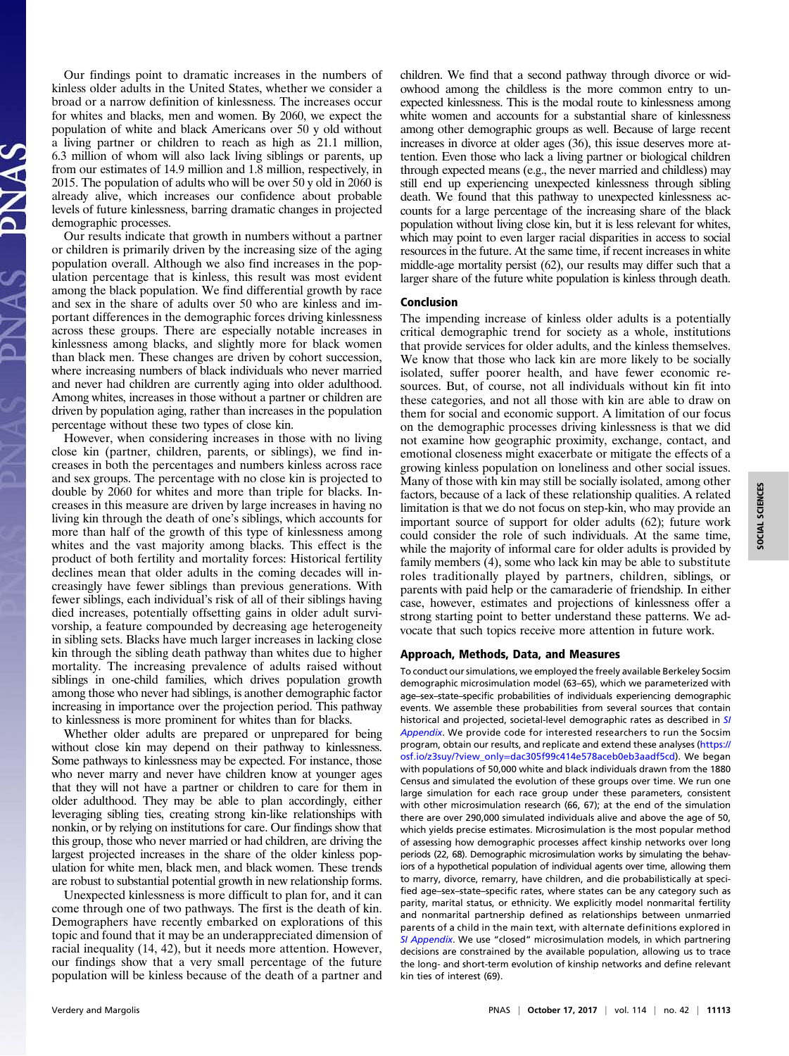Our findings point to dramatic increases in the numbers of kinless older adults in the United States, whether we consider a broad or a narrow definition of kinlessness. The increases occur for whites and blacks, men and women. By 2060, we expect the population of white and black Americans over 50 y old without a living partner or children to reach as high as 21.1 million, 6.3 million of whom will also lack living siblings or parents, up from our estimates of 14.9 million and 1.8 million, respectively, in 2015. The population of adults who will be over 50 y old in 2060 is already alive, which increases our confidence about probable levels of future kinlessness, barring dramatic changes in projected demographic processes.

Our results indicate that growth in numbers without a partner or children is primarily driven by the increasing size of the aging population overall. Although we also find increases in the population percentage that is kinless, this result was most evident among the black population. We find differential growth by race and sex in the share of adults over 50 who are kinless and important differences in the demographic forces driving kinlessness across these groups. There are especially notable increases in kinlessness among blacks, and slightly more for black women than black men. These changes are driven by cohort succession, where increasing numbers of black individuals who never married and never had children are currently aging into older adulthood. Among whites, increases in those without a partner or children are driven by population aging, rather than increases in the population percentage without these two types of close kin.

However, when considering increases in those with no living close kin (partner, children, parents, or siblings), we find increases in both the percentages and numbers kinless across race and sex groups. The percentage with no close kin is projected to double by 2060 for whites and more than triple for blacks. Increases in this measure are driven by large increases in having no living kin through the death of one's siblings, which accounts for more than half of the growth of this type of kinlessness among whites and the vast majority among blacks. This effect is the product of both fertility and mortality forces: Historical fertility declines mean that older adults in the coming decades will increasingly have fewer siblings than previous generations. With fewer siblings, each individual's risk of all of their siblings having died increases, potentially offsetting gains in older adult survivorship, a feature compounded by decreasing age heterogeneity in sibling sets. Blacks have much larger increases in lacking close kin through the sibling death pathway than whites due to higher mortality. The increasing prevalence of adults raised without siblings in one-child families, which drives population growth among those who never had siblings, is another demographic factor increasing in importance over the projection period. This pathway to kinlessness is more prominent for whites than for blacks.

Whether older adults are prepared or unprepared for being without close kin may depend on their pathway to kinlessness. Some pathways to kinlessness may be expected. For instance, those who never marry and never have children know at younger ages that they will not have a partner or children to care for them in older adulthood. They may be able to plan accordingly, either leveraging sibling ties, creating strong kin-like relationships with nonkin, or by relying on institutions for care. Our findings show that this group, those who never married or had children, are driving the largest projected increases in the share of the older kinless population for white men, black men, and black women. These trends are robust to substantial potential growth in new relationship forms.

Unexpected kinlessness is more difficult to plan for, and it can come through one of two pathways. The first is the death of kin. Demographers have recently embarked on explorations of this topic and found that it may be an underappreciated dimension of racial inequality (14, 42), but it needs more attention. However, our findings show that a very small percentage of the future population will be kinless because of the death of a partner and children. We find that a second pathway through divorce or widowhood among the childless is the more common entry to unexpected kinlessness. This is the modal route to kinlessness among white women and accounts for a substantial share of kinlessness among other demographic groups as well. Because of large recent increases in divorce at older ages (36), this issue deserves more attention. Even those who lack a living partner or biological children through expected means (e.g., the never married and childless) may still end up experiencing unexpected kinlessness through sibling death. We found that this pathway to unexpected kinlessness accounts for a large percentage of the increasing share of the black population without living close kin, but it is less relevant for whites, which may point to even larger racial disparities in access to social resources in the future. At the same time, if recent increases in white middle-age mortality persist (62), our results may differ such that a larger share of the future white population is kinless through death.

## Conclusion

The impending increase of kinless older adults is a potentially critical demographic trend for society as a whole, institutions that provide services for older adults, and the kinless themselves. We know that those who lack kin are more likely to be socially isolated, suffer poorer health, and have fewer economic resources. But, of course, not all individuals without kin fit into these categories, and not all those with kin are able to draw on them for social and economic support. A limitation of our focus on the demographic processes driving kinlessness is that we did not examine how geographic proximity, exchange, contact, and emotional closeness might exacerbate or mitigate the effects of a growing kinless population on loneliness and other social issues. Many of those with kin may still be socially isolated, among other factors, because of a lack of these relationship qualities. A related limitation is that we do not focus on step-kin, who may provide an important source of support for older adults (62); future work could consider the role of such individuals. At the same time, while the majority of informal care for older adults is provided by family members (4), some who lack kin may be able to substitute roles traditionally played by partners, children, siblings, or parents with paid help or the camaraderie of friendship. In either case, however, estimates and projections of kinlessness offer a strong starting point to better understand these patterns. We advocate that such topics receive more attention in future work.

## Approach, Methods, Data, and Measures

To conduct our simulations, we employed the freely available Berkeley Socsim demographic microsimulation model (63–65), which we parameterized with age–sex–state–specific probabilities of individuals experiencing demographic events. We assemble these probabilities from several sources that contain historical and projected, societal-level demographic rates as described in *SI Appendix*. We provide code for interested researchers to run the Socsim program, obtain our results, and replicate and extend these analyses (https://osf.io/z3suy/?view_only=dac305f99c414e578aceb0eb3aadf5cd). We began with populations of 50,000 white and black individuals drawn from the 1880 Census and simulated the evolution of these groups over time. We run one large simulation for each race group under these parameters, consistent with other microsimulation research (66, 67); at the end of the simulation there are over 290,000 simulated individuals alive and above the age of 50, which yields precise estimates. Microsimulation is the most popular method of assessing how demographic processes affect kinship networks over long periods (22, 68). Demographic microsimulation works by simulating the behaviors of a hypothetical population of individual agents over time, allowing them to marry, divorce, remarry, have children, and die probabilistically at specified age–sex–state–specific rates, where states can be any category such as parity, marital status, or ethnicity. We explicitly model nonmarital fertility and nonmarital partnership defined as relationships between unmarried parents of a child in the main text, with alternate definitions explored in *SI Appendix*. We use "closed" microsimulation models, in which partnering decisions are constrained by the available population, allowing us to trace the long- and short-term evolution of kinship networks and define relevant kin ties of interest (69).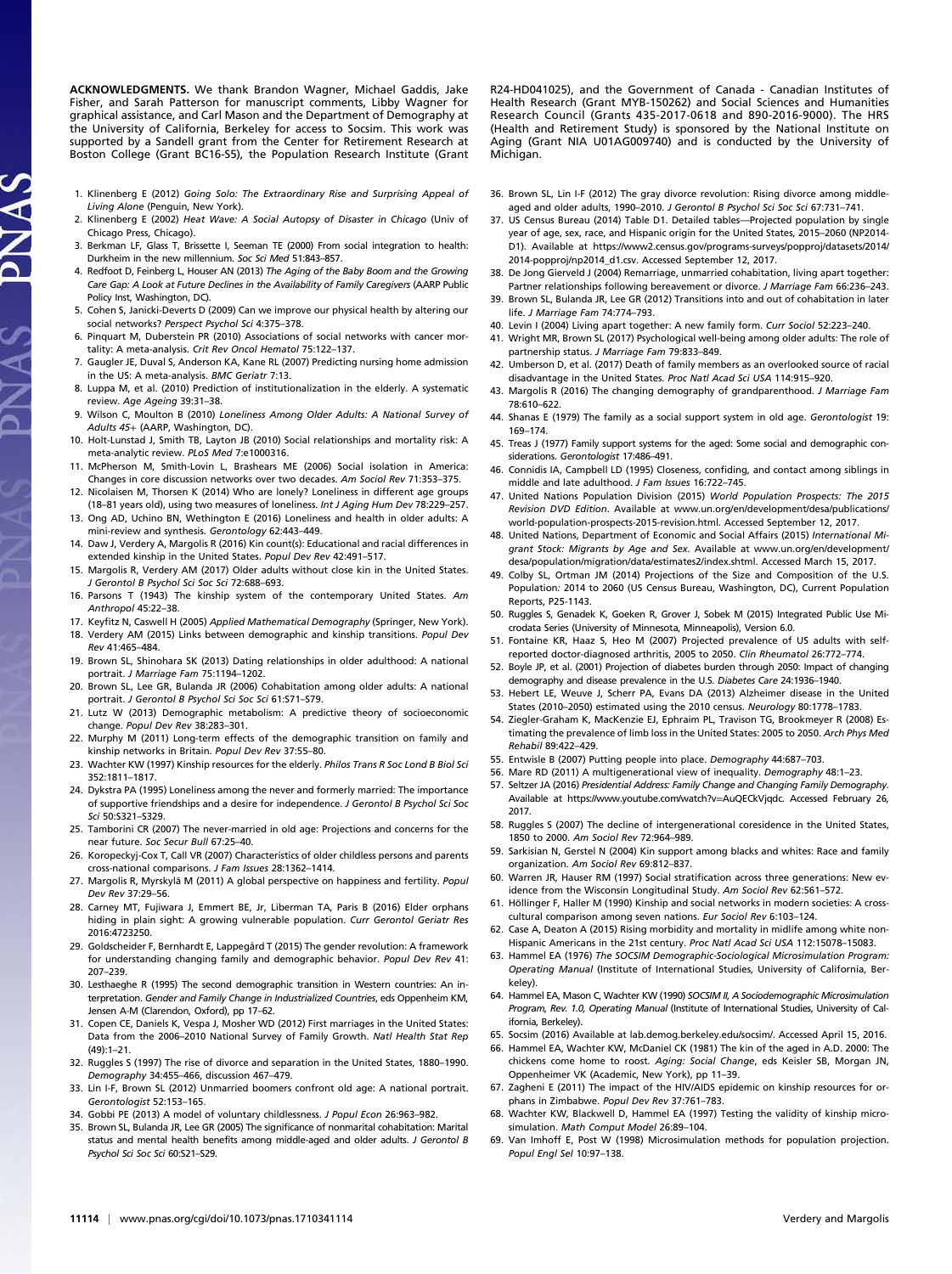**ACKNOWLEDGMENTS.** We thank Brandon Wagner, Michael Gaddis, Jake Fisher, and Sarah Patterson for manuscript comments, Libby Wagner for graphical assistance, and Carl Mason and the Department of Demography at the University of California, Berkeley for access to Socsim. This work was supported by a Sandell grant from the Center for Retirement Research at Boston College (Grant BC16-S5), the Population Research Institute (Grant R24-HD041025), and the Government of Canada - Canadian Institutes of Health Research (Grant MYB-150262) and Social Sciences and Humanities Research Council (Grants 435-2017-0618 and 890-2016-9000). The HRS (Health and Retirement Study) is sponsored by the National Institute on Aging (Grant NIA U01AG009740) and is conducted by the University of Michigan.

1. Klinenberg E (2012) *Going Solo: The Extraordinary Rise and Surprising Appeal of Living Alone* (Penguin, New York).
2. Klinenberg E (2002) *Heat Wave: A Social Autopsy of Disaster in Chicago* (Univ of Chicago Press, Chicago).
3. Berkman LF, Glass T, Brissette I, Seeman TE (2000) From social integration to health: Durkheim in the new millennium. *Soc Sci Med* 51:843–857.
4. Redfoot D, Feinberg L, Houser AN (2013) *The Aging of the Baby Boom and the Growing Care Gap: A Look at Future Declines in the Availability of Family Caregivers* (AARP Public Policy Inst, Washington, DC).
5. Cohen S, Janicki-Deverts D (2009) Can we improve our physical health by altering our social networks? *Perspect Psychol Sci* 4:375–378.
6. Pinquart M, Duberstein PR (2010) Associations of social networks with cancer mortality: A meta-analysis. *Crit Rev Oncol Hematol* 75:122–137.
7. Gaugler JE, Duval S, Anderson KA, Kane RL (2007) Predicting nursing home admission in the US: A meta-analysis. *BMC Geriatr* 7:13.
8. Luppa M, et al. (2010) Prediction of institutionalization in the elderly. A systematic review. *Age Ageing* 39:31–38.
9. Wilson C, Moulton B (2010) *Loneliness Among Older Adults: A National Survey of Adults 45+* (AARP, Washington, DC).
10. Holt-Lunstad J, Smith TB, Layton JB (2010) Social relationships and mortality risk: A meta-analytic review. *PLoS Med* 7:e1000316.
11. McPherson M, Smith-Lovin L, Brashears ME (2006) Social isolation in America: Changes in core discussion networks over two decades. *Am Sociol Rev* 71:353–375.
12. Nicolaisen M, Thorsen K (2014) Who are lonely? Loneliness in different age groups (18–81 years old), using two measures of loneliness. *Int J Aging Hum Dev* 78:229–257.
13. Ong AD, Uchino BN, Wethington E (2016) Loneliness and health in older adults: A mini-review and synthesis. *Gerontology* 62:443–449.
14. Daw J, Verdery A, Margolis R (2016) Kin count(s): Educational and racial differences in extended kinship in the United States. *Popul Dev Rev* 42:491–517.
15. Margolis R, Verdery AM (2017) Older adults without close kin in the United States. *J Gerontol B Psychol Sci Soc Sci* 72:688–693.
16. Parsons T (1943) The kinship system of the contemporary United States. *Am Anthropol* 45:22–38.
17. Keyfitz N, Caswell H (2005) *Applied Mathematical Demography* (Springer, New York).
18. Verdery AM (2015) Links between demographic and kinship transitions. *Popul Dev Rev* 41:465–484.
19. Brown SL, Shinohara SK (2013) Dating relationships in older adulthood: A national portrait. *J Marriage Fam* 75:1194–1202.
20. Brown SL, Lee GR, Bulanda JR (2006) Cohabitation among older adults: A national portrait. *J Gerontol B Psychol Sci Soc Sci* 61:S71–S79.
21. Lutz W (2013) Demographic metabolism: A predictive theory of socioeconomic change. *Popul Dev Rev* 38:283–301.
22. Murphy M (2011) Long-term effects of the demographic transition on family and kinship networks in Britain. *Popul Dev Rev* 37:55–80.
23. Wachter KW (1997) Kinship resources for the elderly. *Philos Trans R Soc Lond B Biol Sci* 352:1811–1817.
24. Dykstra PA (1995) Loneliness among the never and formerly married: The importance of supportive friendships and a desire for independence. *J Gerontol B Psychol Sci Soc Sci* 50:S321–S329.
25. Tamborini CR (2007) The never-married in old age: Projections and concerns for the near future. *Soc Secur Bull* 67:25–40.
26. Koropeckyj-Cox T, Call VR (2007) Characteristics of older childless persons and parents cross-national comparisons. *J Fam Issues* 28:1362–1414.
27. Margolis R, Myrskylä M (2011) A global perspective on happiness and fertility. *Popul Dev Rev* 37:29–56.
28. Carney MT, Fujiwara J, Emmert BE, Jr, Liberman TA, Paris B (2016) Elder orphans hiding in plain sight: A growing vulnerable population. *Curr Gerontol Geriatr Res* 2016:4723250.
29. Goldscheider F, Bernhardt E, Lappegård T (2015) The gender revolution: A framework for understanding changing family and demographic behavior. *Popul Dev Rev* 41: 207–239.
30. Lesthaeghe R (1995) The second demographic transition in Western countries: An interpretation. *Gender and Family Change in Industrialized Countries*, eds Oppenheim KM, Jensen A-M (Clarendon, Oxford), pp 17–62.
31. Copen CE, Daniels K, Vespa J, Mosher WD (2012) First marriages in the United States: Data from the 2006–2010 National Survey of Family Growth. *Natl Health Stat Rep* (49):1–21.
32. Ruggles S (1997) The rise of divorce and separation in the United States, 1880–1990. *Demography* 34:455–466, discussion 467–479.
33. Lin I-F, Brown SL (2012) Unmarried boomers confront old age: A national portrait. *Gerontologist* 52:153–165.
34. Gobbi PE (2013) A model of voluntary childlessness. *J Popul Econ* 26:963–982.
35. Brown SL, Bulanda JR, Lee GR (2005) The significance of nonmarital cohabitation: Marital status and mental health benefits among middle-aged and older adults. *J Gerontol B Psychol Sci Soc Sci* 60:S21–S29.
36. Brown SL, Lin I-F (2012) The gray divorce revolution: Rising divorce among middle-aged and older adults, 1990–2010. *J Gerontol B Psychol Sci Soc Sci* 67:731–741.
37. US Census Bureau (2014) Table D1. Detailed tables—Projected population by single year of age, sex, race, and Hispanic origin for the United States, 2015–2060 (NP2014-D1). Available at https://www2.census.gov/programs-surveys/popproj/datasets/2014/2014-popproj/np2014_d1.csv. Accessed September 12, 2017.
38. De Jong Gierveld J (2004) Remarriage, unmarried cohabitation, living apart together: Partner relationships following bereavement or divorce. *J Marriage Fam* 66:236–243.
39. Brown SL, Bulanda JR, Lee GR (2012) Transitions into and out of cohabitation in later life. *J Marriage Fam* 74:774–793.
40. Levin I (2004) Living apart together: A new family form. *Curr Sociol* 52:223–240.
41. Wright MR, Brown SL (2017) Psychological well-being among older adults: The role of partnership status. *J Marriage Fam* 79:833–849.
42. Umberson D, et al. (2017) Death of family members as an overlooked source of racial disadvantage in the United States. *Proc Natl Acad Sci USA* 114:915–920.
43. Margolis R (2016) The changing demography of grandparenthood. *J Marriage Fam* 78:610–622.
44. Shanas E (1979) The family as a social support system in old age. *Gerontologist* 19: 169–174.
45. Treas J (1977) Family support systems for the aged: Some social and demographic considerations. *Gerontologist* 17:486–491.
46. Connidis IA, Campbell LD (1995) Closeness, confiding, and contact among siblings in middle and late adulthood. *J Fam Issues* 16:722–745.
47. United Nations Population Division (2015) *World Population Prospects: The 2015 Revision DVD Edition*. Available at www.un.org/en/development/desa/publications/world-population-prospects-2015-revision.html. Accessed September 12, 2017.
48. United Nations, Department of Economic and Social Affairs (2015) *International Migrant Stock: Migrants by Age and Sex*. Available at www.un.org/en/development/desa/population/migration/data/estimates2/index.shtml. Accessed March 15, 2017.
49. Colby SL, Ortman JM (2014) Projections of the Size and Composition of the U.S. Population*:* 2014 to 2060 (US Census Bureau, Washington, DC), Current Population Reports, P25-1143.
50. Ruggles S, Genadek K, Goeken R, Grover J, Sobek M (2015) Integrated Public Use Microdata Series (University of Minnesota, Minneapolis), Version 6.0.
51. Fontaine KR, Haaz S, Heo M (2007) Projected prevalence of US adults with self-reported doctor-diagnosed arthritis, 2005 to 2050. *Clin Rheumatol* 26:772–774.
52. Boyle JP, et al. (2001) Projection of diabetes burden through 2050: Impact of changing demography and disease prevalence in the U.S. *Diabetes Care* 24:1936–1940.
53. Hebert LE, Weuve J, Scherr PA, Evans DA (2013) Alzheimer disease in the United States (2010–2050) estimated using the 2010 census. *Neurology* 80:1778–1783.
54. Ziegler-Graham K, MacKenzie EJ, Ephraim PL, Travison TG, Brookmeyer R (2008) Estimating the prevalence of limb loss in the United States: 2005 to 2050. *Arch Phys Med Rehabil* 89:422–429.
55. Entwisle B (2007) Putting people into place. *Demography* 44:687–703.
56. Mare RD (2011) A multigenerational view of inequality. *Demography* 48:1–23.
57. Seltzer JA (2016) *Presidential Address: Family Change and Changing Family Demography*. Available at https://www.youtube.com/watch?v=AuQECkVjqdc. Accessed February 26, 2017.
58. Ruggles S (2007) The decline of intergenerational coresidence in the United States, 1850 to 2000. *Am Sociol Rev* 72:964–989.
59. Sarkisian N, Gerstel N (2004) Kin support among blacks and whites: Race and family organization. *Am Sociol Rev* 69:812–837.
60. Warren JR, Hauser RM (1997) Social stratification across three generations: New evidence from the Wisconsin Longitudinal Study. *Am Sociol Rev* 62:561–572.
61. Höllinger F, Haller M (1990) Kinship and social networks in modern societies: A cross-cultural comparison among seven nations. *Eur Sociol Rev* 6:103–124.
62. Case A, Deaton A (2015) Rising morbidity and mortality in midlife among white non-Hispanic Americans in the 21st century. *Proc Natl Acad Sci USA* 112:15078–15083.
63. Hammel EA (1976) *The SOCSIM Demographic-Sociological Microsimulation Program: Operating Manual* (Institute of International Studies, University of California, Berkeley).
64. Hammel EA, Mason C, Wachter KW (1990) *SOCSIM II, A Sociodemographic Microsimulation Program, Rev. 1.0, Operating Manual* (Institute of International Studies, University of California, Berkeley).
65. Socsim (2016) Available at lab.demog.berkeley.edu/socsim/. Accessed April 15, 2016.
66. Hammel EA, Wachter KW, McDaniel CK (1981) The kin of the aged in A.D. 2000: The chickens come home to roost. *Aging: Social Change*, eds Keisler SB, Morgan JN, Oppenheimer VK (Academic, New York), pp 11–39.
67. Zagheni E (2011) The impact of the HIV/AIDS epidemic on kinship resources for orphans in Zimbabwe. *Popul Dev Rev* 37:761–783.
68. Wachter KW, Blackwell D, Hammel EA (1997) Testing the validity of kinship microsimulation. *Math Comput Model* 26:89–104.
69. Van Imhoff E, Post W (1998) Microsimulation methods for population projection. *Popul Engl Sel* 10:97–138.